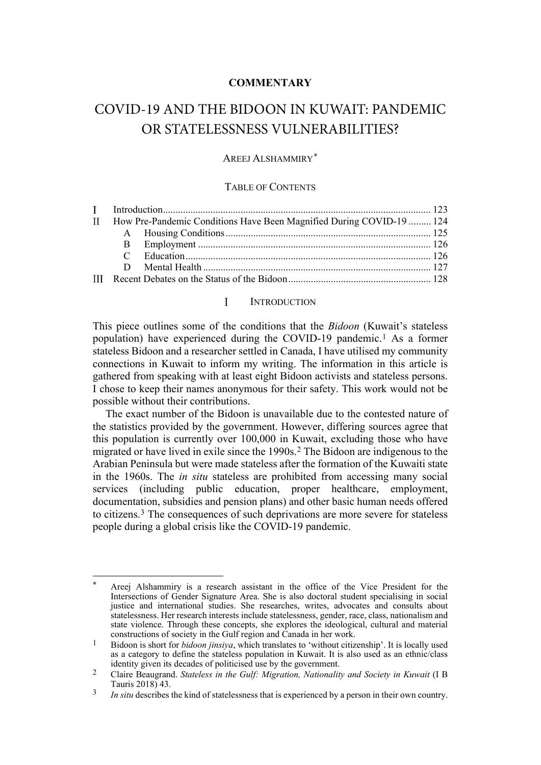**COMMENTARY**

# COVID-19 AND THE BIDOON IN KUWAIT: PANDEMIC OR STATELESSNESS VULNERABILITIES?

AREEJ ALSHAMMIRY*

TABLE OF CONTENTS

| | | | |
|---|---|---|---|
| I | Introduction | | 123 |
| II | How Pre-Pandemic Conditions Have Been Magnified During COVID-19 | | 124 |
| | A | Housing Conditions | 125 |
| | B | Employment | 126 |
| | C | Education | 126 |
| | D | Mental Health | 127 |
| III | Recent Debates on the Status of the Bidoon | | 128 |

## I INTRODUCTION

This piece outlines some of the conditions that the *Bidoon* (Kuwait's stateless population) have experienced during the COVID-19 pandemic.[1] As a former stateless Bidoon and a researcher settled in Canada, I have utilised my community connections in Kuwait to inform my writing. The information in this article is gathered from speaking with at least eight Bidoon activists and stateless persons. I chose to keep their names anonymous for their safety. This work would not be possible without their contributions.

The exact number of the Bidoon is unavailable due to the contested nature of the statistics provided by the government. However, differing sources agree that this population is currently over 100,000 in Kuwait, excluding those who have migrated or have lived in exile since the 1990s.[2] The Bidoon are indigenous to the Arabian Peninsula but were made stateless after the formation of the Kuwaiti state in the 1960s. The *in situ* stateless are prohibited from accessing many social services (including public education, proper healthcare, employment, documentation, subsidies and pension plans) and other basic human needs offered to citizens.[3] The consequences of such deprivations are more severe for stateless people during a global crisis like the COVID-19 pandemic.

---

\* Areej Alshammiry is a research assistant in the office of the Vice President for the Intersections of Gender Signature Area. She is also doctoral student specialising in social justice and international studies. She researches, writes, advocates and consults about statelessness. Her research interests include statelessness, gender, race, class, nationalism and state violence. Through these concepts, she explores the ideological, cultural and material constructions of society in the Gulf region and Canada in her work.

[1] Bidoon is short for *bidoon jinsiya*, which translates to 'without citizenship'. It is locally used as a category to define the stateless population in Kuwait. It is also used as an ethnic/class identity given its decades of politicised use by the government.

[2] Claire Beaugrand. *Stateless in the Gulf: Migration, Nationality and Society in Kuwait* (I B Tauris 2018) 43.

[3] *In situ* describes the kind of statelessness that is experienced by a person in their own country.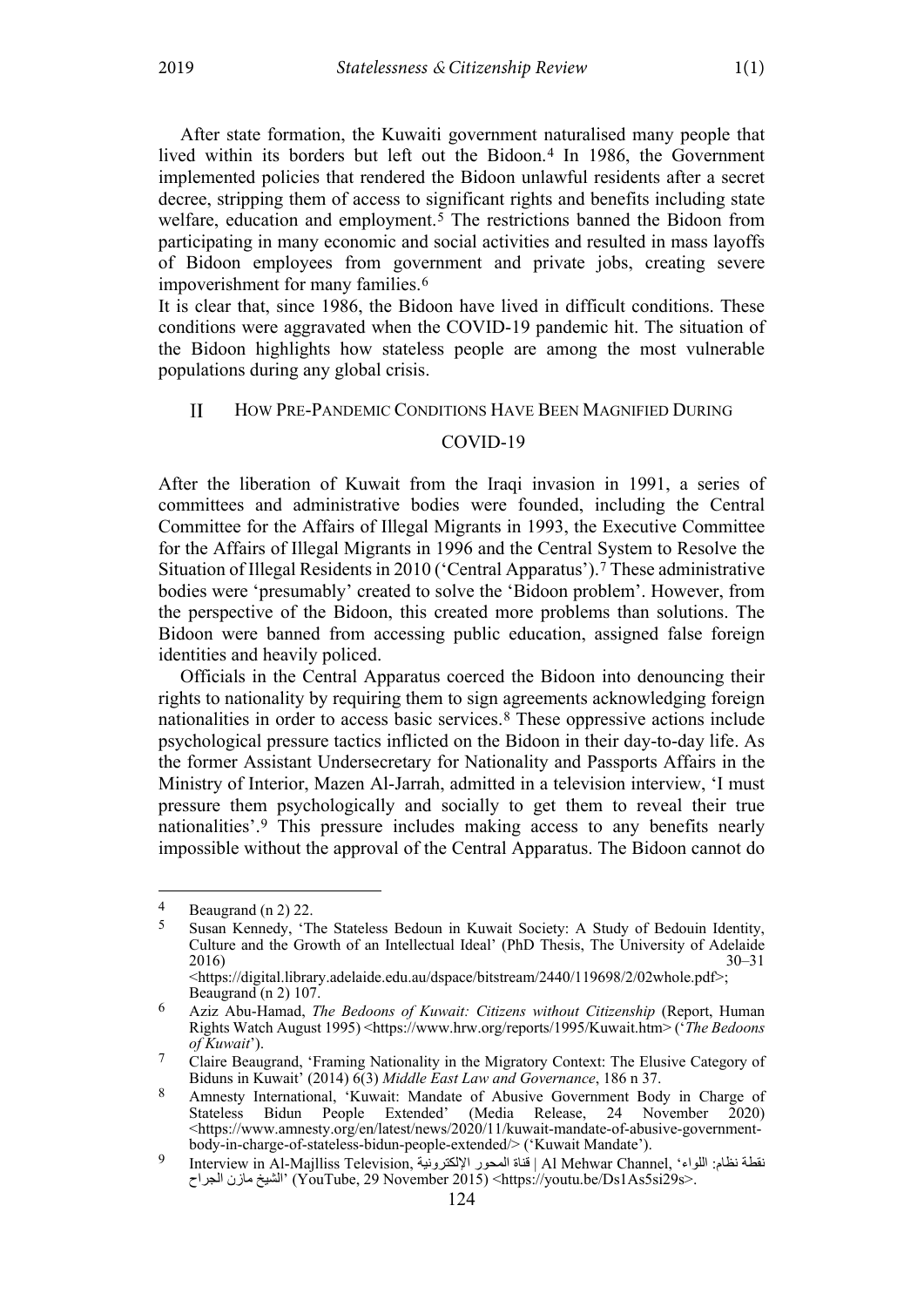After state formation, the Kuwaiti government naturalised many people that lived within its borders but left out the Bidoon.[4] In 1986, the Government implemented policies that rendered the Bidoon unlawful residents after a secret decree, stripping them of access to significant rights and benefits including state welfare, education and employment.[5] The restrictions banned the Bidoon from participating in many economic and social activities and resulted in mass layoffs of Bidoon employees from government and private jobs, creating severe impoverishment for many families.[6]

It is clear that, since 1986, the Bidoon have lived in difficult conditions. These conditions were aggravated when the COVID-19 pandemic hit. The situation of the Bidoon highlights how stateless people are among the most vulnerable populations during any global crisis.

## II How Pre-Pandemic Conditions Have Been Magnified During COVID-19

After the liberation of Kuwait from the Iraqi invasion in 1991, a series of committees and administrative bodies were founded, including the Central Committee for the Affairs of Illegal Migrants in 1993, the Executive Committee for the Affairs of Illegal Migrants in 1996 and the Central System to Resolve the Situation of Illegal Residents in 2010 ('Central Apparatus').[7] These administrative bodies were 'presumably' created to solve the 'Bidoon problem'. However, from the perspective of the Bidoon, this created more problems than solutions. The Bidoon were banned from accessing public education, assigned false foreign identities and heavily policed.

Officials in the Central Apparatus coerced the Bidoon into denouncing their rights to nationality by requiring them to sign agreements acknowledging foreign nationalities in order to access basic services.[8] These oppressive actions include psychological pressure tactics inflicted on the Bidoon in their day-to-day life. As the former Assistant Undersecretary for Nationality and Passports Affairs in the Ministry of Interior, Mazen Al-Jarrah, admitted in a television interview, 'I must pressure them psychologically and socially to get them to reveal their true nationalities'.[9] This pressure includes making access to any benefits nearly impossible without the approval of the Central Apparatus. The Bidoon cannot do

---

[4] Beaugrand (n 2) 22.

[5] Susan Kennedy, 'The Stateless Bedoun in Kuwait Society: A Study of Bedouin Identity, Culture and the Growth of an Intellectual Ideal' (PhD Thesis, The University of Adelaide 2016) 30–31 <https://digital.library.adelaide.edu.au/dspace/bitstream/2440/119698/2/02whole.pdf>; Beaugrand (n 2) 107.

[6] Aziz Abu-Hamad, *The Bedoons of Kuwait: Citizens without Citizenship* (Report, Human Rights Watch August 1995) <https://www.hrw.org/reports/1995/Kuwait.htm> ('*The Bedoons of Kuwait*').

[7] Claire Beaugrand, 'Framing Nationality in the Migratory Context: The Elusive Category of Biduns in Kuwait' (2014) 6(3) *Middle East Law and Governance*, 186 n 37.

[8] Amnesty International, 'Kuwait: Mandate of Abusive Government Body in Charge of Stateless Bidun People Extended' (Media Release, 24 November 2020) <https://www.amnesty.org/en/latest/news/2020/11/kuwait-mandate-of-abusive-government-body-in-charge-of-stateless-bidun-people-extended/> ('Kuwait Mandate').

[9] Interview in Al-Majlliss Television, قناة المحور الإلكترونية | Al Mehwar Channel, 'نقطة نظام: اللواء الشيخ مازن الجراح' (YouTube, 29 November 2015) <https://youtu.be/Ds1As5si29s>.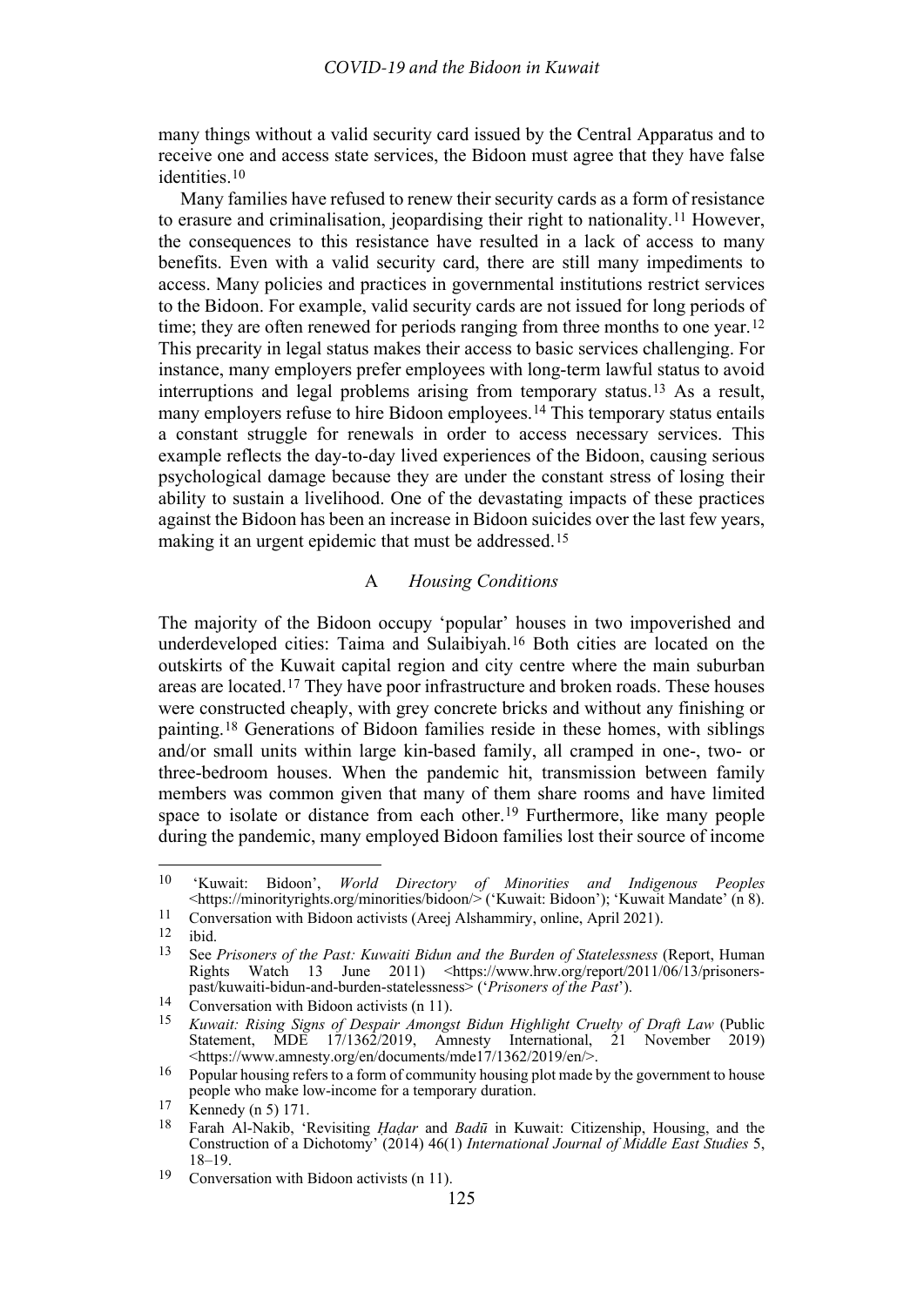many things without a valid security card issued by the Central Apparatus and to receive one and access state services, the Bidoon must agree that they have false identities.[10]

Many families have refused to renew their security cards as a form of resistance to erasure and criminalisation, jeopardising their right to nationality.[11] However, the consequences to this resistance have resulted in a lack of access to many benefits. Even with a valid security card, there are still many impediments to access. Many policies and practices in governmental institutions restrict services to the Bidoon. For example, valid security cards are not issued for long periods of time; they are often renewed for periods ranging from three months to one year.[12] This precarity in legal status makes their access to basic services challenging. For instance, many employers prefer employees with long-term lawful status to avoid interruptions and legal problems arising from temporary status.[13] As a result, many employers refuse to hire Bidoon employees.[14] This temporary status entails a constant struggle for renewals in order to access necessary services. This example reflects the day-to-day lived experiences of the Bidoon, causing serious psychological damage because they are under the constant stress of losing their ability to sustain a livelihood. One of the devastating impacts of these practices against the Bidoon has been an increase in Bidoon suicides over the last few years, making it an urgent epidemic that must be addressed.[15]

### A *Housing Conditions*

The majority of the Bidoon occupy 'popular' houses in two impoverished and underdeveloped cities: Taima and Sulaibiyah.[16] Both cities are located on the outskirts of the Kuwait capital region and city centre where the main suburban areas are located.[17] They have poor infrastructure and broken roads. These houses were constructed cheaply, with grey concrete bricks and without any finishing or painting.[18] Generations of Bidoon families reside in these homes, with siblings and/or small units within large kin-based family, all cramped in one-, two- or three-bedroom houses. When the pandemic hit, transmission between family members was common given that many of them share rooms and have limited space to isolate or distance from each other.[19] Furthermore, like many people during the pandemic, many employed Bidoon families lost their source of income

---

10 'Kuwait: Bidoon', *World Directory of Minorities and Indigenous Peoples* <https://minorityrights.org/minorities/bidoon/> ('Kuwait: Bidoon'); 'Kuwait Mandate' (n 8).

11 Conversation with Bidoon activists (Areej Alshammiry, online, April 2021).

12 ibid.

13 See *Prisoners of the Past: Kuwaiti Bidun and the Burden of Statelessness* (Report, Human Rights Watch 13 June 2011) <https://www.hrw.org/report/2011/06/13/prisoners-past/kuwaiti-bidun-and-burden-statelessness> ('*Prisoners of the Past*').

14 Conversation with Bidoon activists (n 11).

15 *Kuwait: Rising Signs of Despair Amongst Bidun Highlight Cruelty of Draft Law* (Public Statement, MDE 17/1362/2019, Amnesty International, 21 November 2019) <https://www.amnesty.org/en/documents/mde17/1362/2019/en/>.

16 Popular housing refers to a form of community housing plot made by the government to house people who make low-income for a temporary duration.

17 Kennedy (n 5) 171.

18 Farah Al-Nakib, 'Revisiting *Ḥaḍar* and *Badū* in Kuwait: Citizenship, Housing, and the Construction of a Dichotomy' (2014) 46(1) *International Journal of Middle East Studies* 5, 18–19.

19 Conversation with Bidoon activists (n 11).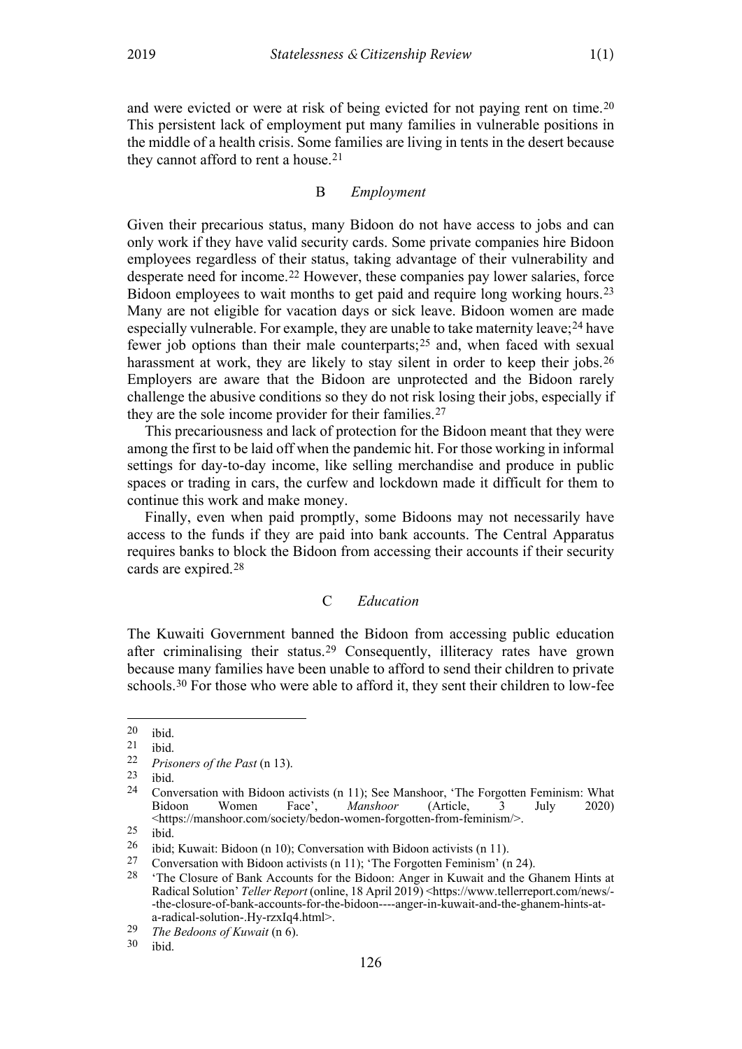and were evicted or were at risk of being evicted for not paying rent on time.[20] This persistent lack of employment put many families in vulnerable positions in the middle of a health crisis. Some families are living in tents in the desert because they cannot afford to rent a house.[21]

### B *Employment*

Given their precarious status, many Bidoon do not have access to jobs and can only work if they have valid security cards. Some private companies hire Bidoon employees regardless of their status, taking advantage of their vulnerability and desperate need for income.[22] However, these companies pay lower salaries, force Bidoon employees to wait months to get paid and require long working hours.[23] Many are not eligible for vacation days or sick leave. Bidoon women are made especially vulnerable. For example, they are unable to take maternity leave;[24] have fewer job options than their male counterparts;[25] and, when faced with sexual harassment at work, they are likely to stay silent in order to keep their jobs.[26] Employers are aware that the Bidoon are unprotected and the Bidoon rarely challenge the abusive conditions so they do not risk losing their jobs, especially if they are the sole income provider for their families.[27]

This precariousness and lack of protection for the Bidoon meant that they were among the first to be laid off when the pandemic hit. For those working in informal settings for day-to-day income, like selling merchandise and produce in public spaces or trading in cars, the curfew and lockdown made it difficult for them to continue this work and make money.

Finally, even when paid promptly, some Bidoons may not necessarily have access to the funds if they are paid into bank accounts. The Central Apparatus requires banks to block the Bidoon from accessing their accounts if their security cards are expired.[28]

### C *Education*

The Kuwaiti Government banned the Bidoon from accessing public education after criminalising their status.[29] Consequently, illiteracy rates have grown because many families have been unable to afford to send their children to private schools.[30] For those who were able to afford it, they sent their children to low-fee

---

[20] ibid.

[21] ibid.

[22] *Prisoners of the Past* (n 13).

[23] ibid.

[24] Conversation with Bidoon activists (n 11); See Manshoor, 'The Forgotten Feminism: What Bidoon Women Face', *Manshoor* (Article, 3 July 2020) <https://manshoor.com/society/bedon-women-forgotten-from-feminism/>.

[25] ibid.

[26] ibid; Kuwait: Bidoon (n 10); Conversation with Bidoon activists (n 11).

[27] Conversation with Bidoon activists (n 11); 'The Forgotten Feminism' (n 24).

[28] 'The Closure of Bank Accounts for the Bidoon: Anger in Kuwait and the Ghanem Hints at Radical Solution' *Teller Report* (online, 18 April 2019) <https://www.tellerreport.com/news/--the-closure-of-bank-accounts-for-the-bidoon----anger-in-kuwait-and-the-ghanem-hints-at-a-radical-solution-.Hy-rzxIq4.html>.

[29] *The Bedoons of Kuwait* (n 6).

[30] ibid.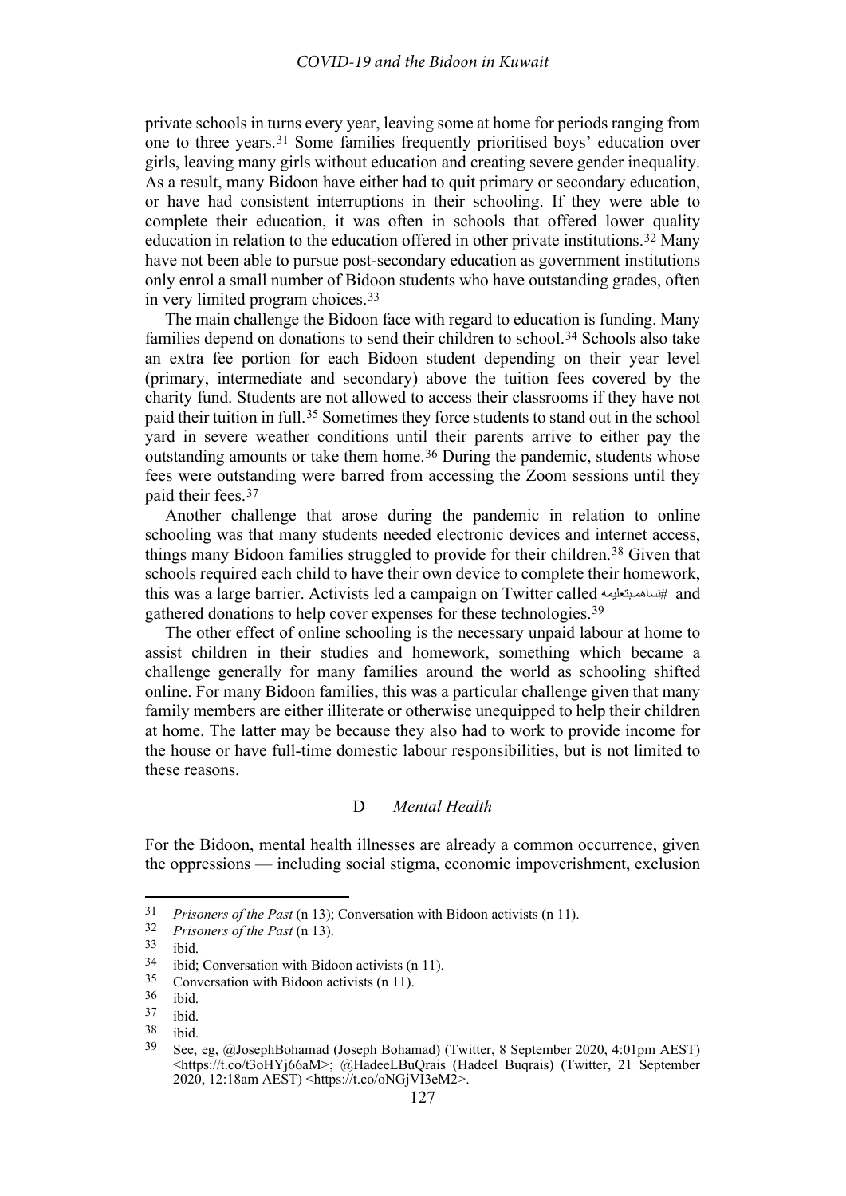private schools in turns every year, leaving some at home for periods ranging from one to three years.[31] Some families frequently prioritised boys' education over girls, leaving many girls without education and creating severe gender inequality. As a result, many Bidoon have either had to quit primary or secondary education, or have had consistent interruptions in their schooling. If they were able to complete their education, it was often in schools that offered lower quality education in relation to the education offered in other private institutions.[32] Many have not been able to pursue post-secondary education as government institutions only enrol a small number of Bidoon students who have outstanding grades, often in very limited program choices.[33]

The main challenge the Bidoon face with regard to education is funding. Many families depend on donations to send their children to school.[34] Schools also take an extra fee portion for each Bidoon student depending on their year level (primary, intermediate and secondary) above the tuition fees covered by the charity fund. Students are not allowed to access their classrooms if they have not paid their tuition in full.[35] Sometimes they force students to stand out in the school yard in severe weather conditions until their parents arrive to either pay the outstanding amounts or take them home.[36] During the pandemic, students whose fees were outstanding were barred from accessing the Zoom sessions until they paid their fees.[37]

Another challenge that arose during the pandemic in relation to online schooling was that many students needed electronic devices and internet access, things many Bidoon families struggled to provide for their children.[38] Given that schools required each child to have their own device to complete their homework, this was a large barrier. Activists led a campaign on Twitter called #نساهم_بتعليمه and gathered donations to help cover expenses for these technologies.[39]

The other effect of online schooling is the necessary unpaid labour at home to assist children in their studies and homework, something which became a challenge generally for many families around the world as schooling shifted online. For many Bidoon families, this was a particular challenge given that many family members are either illiterate or otherwise unequipped to help their children at home. The latter may be because they also had to work to provide income for the house or have full-time domestic labour responsibilities, but is not limited to these reasons.

### D *Mental Health*

For the Bidoon, mental health illnesses are already a common occurrence, given the oppressions — including social stigma, economic impoverishment, exclusion

---

31 *Prisoners of the Past* (n 13); Conversation with Bidoon activists (n 11).

32 *Prisoners of the Past* (n 13).

33 ibid.

34 ibid; Conversation with Bidoon activists (n 11).

35 Conversation with Bidoon activists (n 11).

36 ibid.

37 ibid.

38 ibid.

39 See, eg, @JosephBohamad (Joseph Bohamad) (Twitter, 8 September 2020, 4:01pm AEST) <https://t.co/t3oHYj66aM>; @HadeeLBuQrais (Hadeel Buqrais) (Twitter, 21 September 2020, 12:18am AEST) <https://t.co/oNGjVI3eM2>.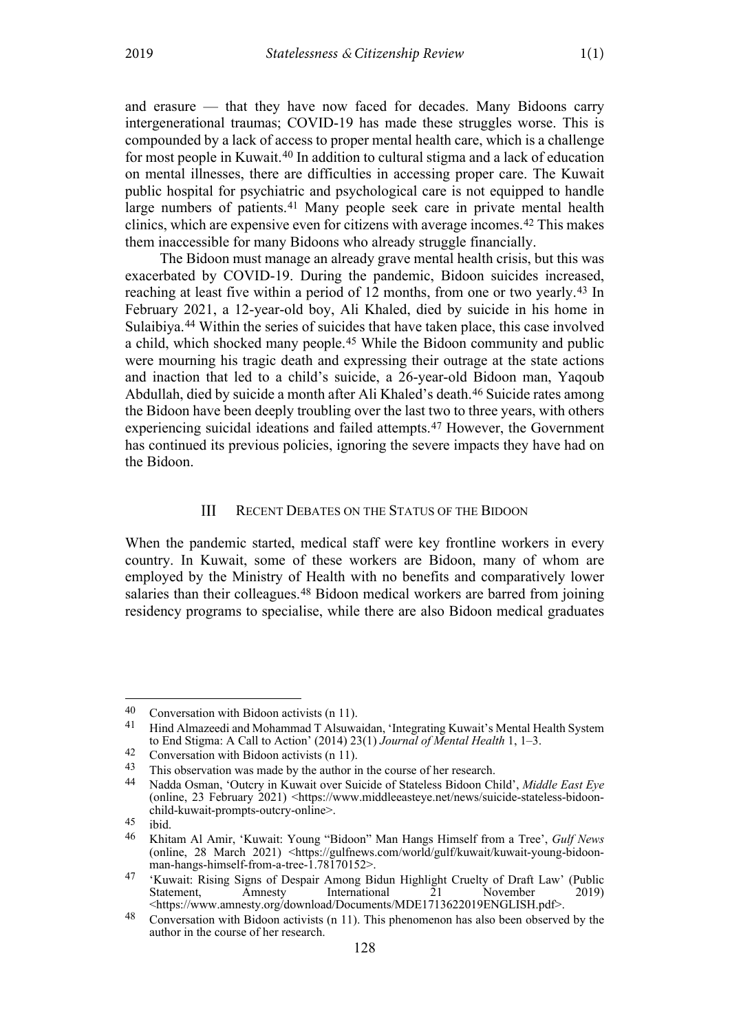and erasure — that they have now faced for decades. Many Bidoons carry intergenerational traumas; COVID-19 has made these struggles worse. This is compounded by a lack of access to proper mental health care, which is a challenge for most people in Kuwait.[40] In addition to cultural stigma and a lack of education on mental illnesses, there are difficulties in accessing proper care. The Kuwait public hospital for psychiatric and psychological care is not equipped to handle large numbers of patients.[41] Many people seek care in private mental health clinics, which are expensive even for citizens with average incomes.[42] This makes them inaccessible for many Bidoons who already struggle financially.

The Bidoon must manage an already grave mental health crisis, but this was exacerbated by COVID-19. During the pandemic, Bidoon suicides increased, reaching at least five within a period of 12 months, from one or two yearly.[43] In February 2021, a 12-year-old boy, Ali Khaled, died by suicide in his home in Sulaibiya.[44] Within the series of suicides that have taken place, this case involved a child, which shocked many people.[45] While the Bidoon community and public were mourning his tragic death and expressing their outrage at the state actions and inaction that led to a child's suicide, a 26-year-old Bidoon man, Yaqoub Abdullah, died by suicide a month after Ali Khaled's death.[46] Suicide rates among the Bidoon have been deeply troubling over the last two to three years, with others experiencing suicidal ideations and failed attempts.[47] However, the Government has continued its previous policies, ignoring the severe impacts they have had on the Bidoon.

## III Recent Debates on the Status of the Bidoon

When the pandemic started, medical staff were key frontline workers in every country. In Kuwait, some of these workers are Bidoon, many of whom are employed by the Ministry of Health with no benefits and comparatively lower salaries than their colleagues.[48] Bidoon medical workers are barred from joining residency programs to specialise, while there are also Bidoon medical graduates

---

[40] Conversation with Bidoon activists (n 11).

[41] Hind Almazeedi and Mohammad T Alsuwaidan, 'Integrating Kuwait's Mental Health System to End Stigma: A Call to Action' (2014) 23(1) *Journal of Mental Health* 1, 1–3.

[42] Conversation with Bidoon activists (n 11).

[43] This observation was made by the author in the course of her research.

[44] Nadda Osman, 'Outcry in Kuwait over Suicide of Stateless Bidoon Child', *Middle East Eye* (online, 23 February 2021) <https://www.middleeasteye.net/news/suicide-stateless-bidoon-child-kuwait-prompts-outcry-online>.

[45] ibid.

[46] Khitam Al Amir, 'Kuwait: Young "Bidoon" Man Hangs Himself from a Tree', *Gulf News* (online, 28 March 2021) <https://gulfnews.com/world/gulf/kuwait/kuwait-young-bidoon-man-hangs-himself-from-a-tree-1.78170152>.

[47] 'Kuwait: Rising Signs of Despair Among Bidun Highlight Cruelty of Draft Law' (Public Statement, Amnesty International 21 November 2019) <https://www.amnesty.org/download/Documents/MDE1713622019ENGLISH.pdf>.

[48] Conversation with Bidoon activists (n 11). This phenomenon has also been observed by the author in the course of her research.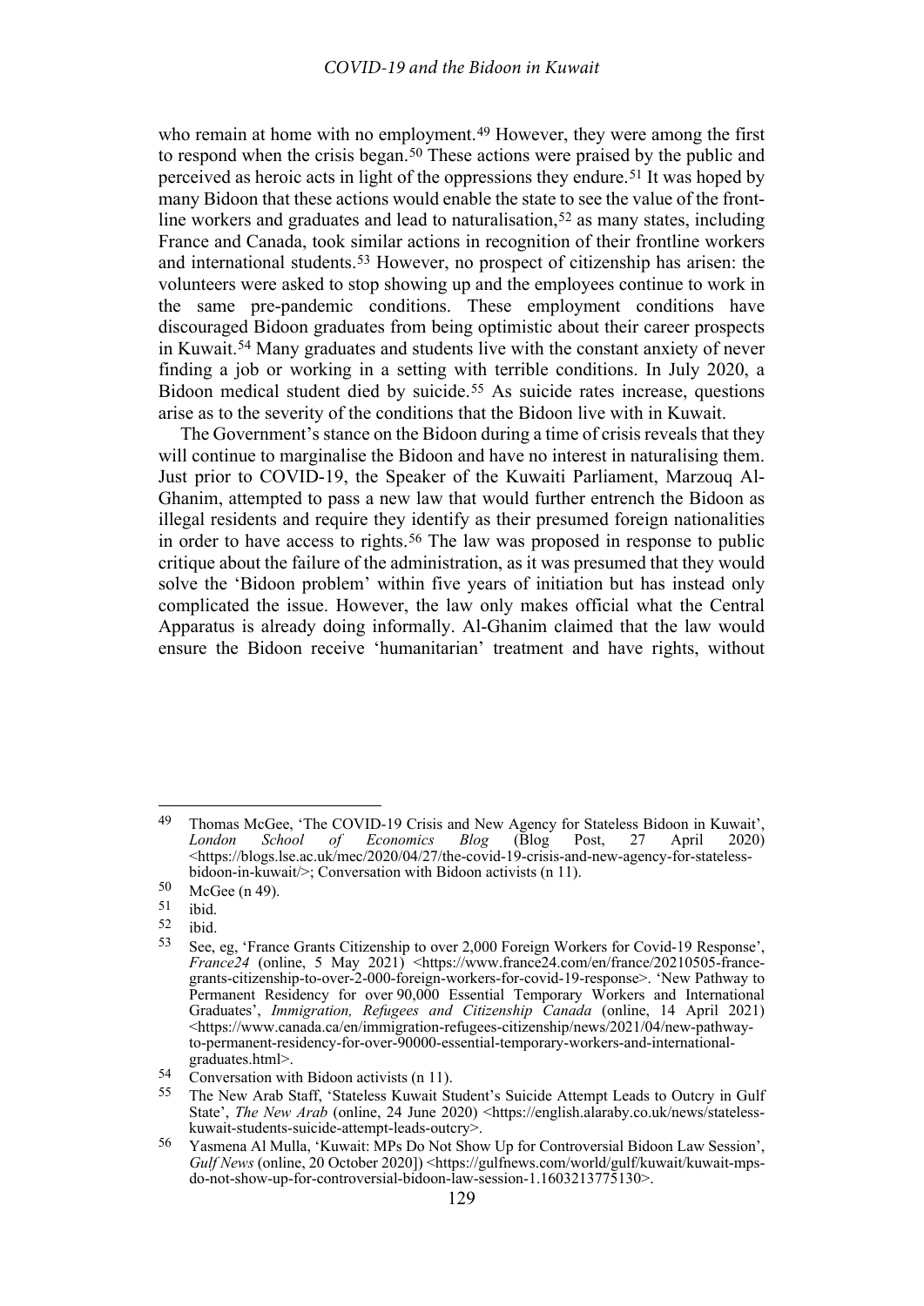who remain at home with no employment.[49] However, they were among the first to respond when the crisis began.[50] These actions were praised by the public and perceived as heroic acts in light of the oppressions they endure.[51] It was hoped by many Bidoon that these actions would enable the state to see the value of the front-line workers and graduates and lead to naturalisation,[52] as many states, including France and Canada, took similar actions in recognition of their frontline workers and international students.[53] However, no prospect of citizenship has arisen: the volunteers were asked to stop showing up and the employees continue to work in the same pre-pandemic conditions. These employment conditions have discouraged Bidoon graduates from being optimistic about their career prospects in Kuwait.[54] Many graduates and students live with the constant anxiety of never finding a job or working in a setting with terrible conditions. In July 2020, a Bidoon medical student died by suicide.[55] As suicide rates increase, questions arise as to the severity of the conditions that the Bidoon live with in Kuwait.

The Government's stance on the Bidoon during a time of crisis reveals that they will continue to marginalise the Bidoon and have no interest in naturalising them. Just prior to COVID-19, the Speaker of the Kuwaiti Parliament, Marzouq Al-Ghanim, attempted to pass a new law that would further entrench the Bidoon as illegal residents and require they identify as their presumed foreign nationalities in order to have access to rights.[56] The law was proposed in response to public critique about the failure of the administration, as it was presumed that they would solve the 'Bidoon problem' within five years of initiation but has instead only complicated the issue. However, the law only makes official what the Central Apparatus is already doing informally. Al-Ghanim claimed that the law would ensure the Bidoon receive 'humanitarian' treatment and have rights, without

---

[49] Thomas McGee, 'The COVID-19 Crisis and New Agency for Stateless Bidoon in Kuwait', *London School of Economics Blog* (Blog Post, 27 April 2020) <https://blogs.lse.ac.uk/mec/2020/04/27/the-covid-19-crisis-and-new-agency-for-stateless-bidoon-in-kuwait/>; Conversation with Bidoon activists (n 11).

[50] McGee (n 49).

[51] ibid.

[52] ibid.

[53] See, eg, 'France Grants Citizenship to over 2,000 Foreign Workers for Covid-19 Response', *France24* (online, 5 May 2021) <https://www.france24.com/en/france/20210505-france-grants-citizenship-to-over-2-000-foreign-workers-for-covid-19-response>. 'New Pathway to Permanent Residency for over 90,000 Essential Temporary Workers and International Graduates', *Immigration, Refugees and Citizenship Canada* (online, 14 April 2021) <https://www.canada.ca/en/immigration-refugees-citizenship/news/2021/04/new-pathway-to-permanent-residency-for-over-90000-essential-temporary-workers-and-international-graduates.html>.

[54] Conversation with Bidoon activists (n 11).

[55] The New Arab Staff, 'Stateless Kuwait Student's Suicide Attempt Leads to Outcry in Gulf State', *The New Arab* (online, 24 June 2020) <https://english.alaraby.co.uk/news/stateless-kuwait-students-suicide-attempt-leads-outcry>.

[56] Yasmena Al Mulla, 'Kuwait: MPs Do Not Show Up for Controversial Bidoon Law Session', *Gulf News* (online, 20 October 2020]) <https://gulfnews.com/world/gulf/kuwait/kuwait-mps-do-not-show-up-for-controversial-bidoon-law-session-1.1603213775130>.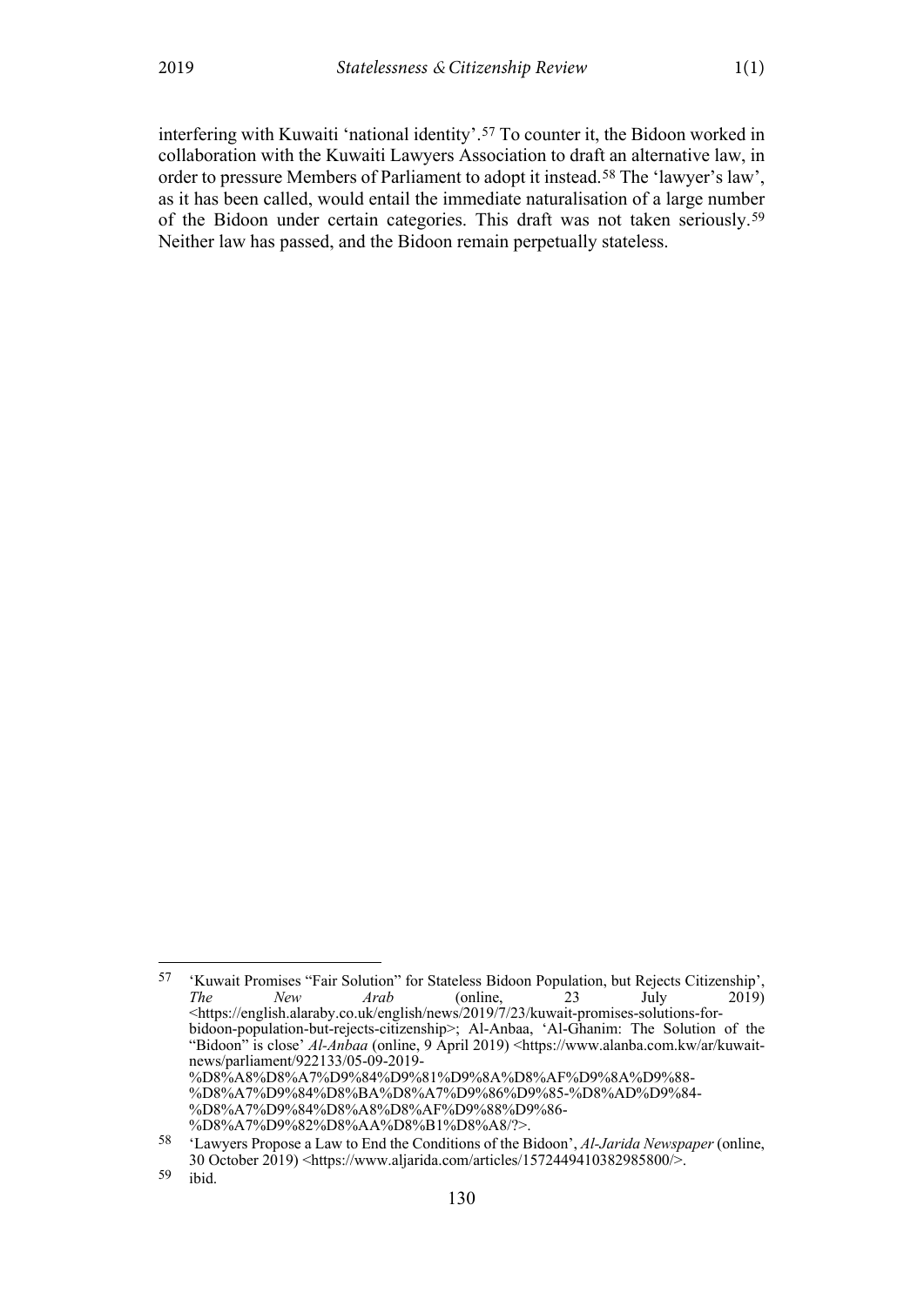interfering with Kuwaiti 'national identity'.[57] To counter it, the Bidoon worked in collaboration with the Kuwaiti Lawyers Association to draft an alternative law, in order to pressure Members of Parliament to adopt it instead.[58] The 'lawyer's law', as it has been called, would entail the immediate naturalisation of a large number of the Bidoon under certain categories. This draft was not taken seriously.[59] Neither law has passed, and the Bidoon remain perpetually stateless.

---

[57] 'Kuwait Promises "Fair Solution" for Stateless Bidoon Population, but Rejects Citizenship', *The New Arab* (online, 23 July 2019) <https://english.alaraby.co.uk/english/news/2019/7/23/kuwait-promises-solutions-for-bidoon-population-but-rejects-citizenship>; Al-Anbaa, 'Al-Ghanim: The Solution of the "Bidoon" is close' *Al-Anbaa* (online, 9 April 2019) <https://www.alanba.com.kw/ar/kuwait-news/parliament/922133/05-09-2019-%D8%A8%D8%A7%D9%84%D9%81%D9%8A%D8%AF%D9%8A%D9%88-%D8%A7%D9%84%D8%BA%D8%A7%D9%86%D9%85-%D8%AD%D9%84-%D8%A7%D9%84%D8%A8%D8%AF%D9%88%D9%86-%D8%A7%D9%82%D8%AA%D8%B1%D8%A8/?>.

[58] 'Lawyers Propose a Law to End the Conditions of the Bidoon', *Al-Jarida Newspaper* (online, 30 October 2019) <https://www.aljarida.com/articles/1572449410382985800/>.

[59] ibid.